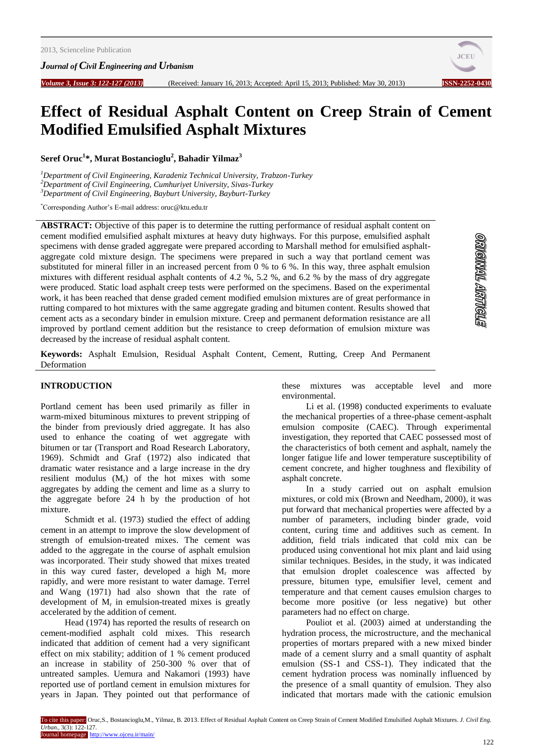# Effect of Residual Asphalt Content on Creep Strain of Cement Modified Emulsified Asphalt Mixtures

**Seref Oruc[1]*, Murat Bostancioglu[2], Bahadir Yilmaz[3]**

[1]*Department of Civil Engineering, Karadeniz Technical University, Trabzon-Turkey*
[2]*Department of Civil Engineering, Cumhuriyet University, Sivas-Turkey*
[3]*Department of Civil Engineering, Bayburt University, Bayburt-Turkey*

*Corresponding Author's E-mail address: oruc@ktu.edu.tr

**ABSTRACT:** Objective of this paper is to determine the rutting performance of residual asphalt content on cement modified emulsified asphalt mixtures at heavy duty highways. For this purpose, emulsified asphalt specimens with dense graded aggregate were prepared according to Marshall method for emulsified asphalt-aggregate cold mixture design. The specimens were prepared in such a way that portland cement was substituted for mineral filler in an increased percent from 0 % to 6 %. In this way, three asphalt emulsion mixtures with different residual asphalt contents of 4.2 %, 5.2 %, and 6.2 % by the mass of dry aggregate were produced. Static load asphalt creep tests were performed on the specimens. Based on the experimental work, it has been reached that dense graded cement modified emulsion mixtures are of great performance in rutting compared to hot mixtures with the same aggregate grading and bitumen content. Results showed that cement acts as a secondary binder in emulsion mixture. Creep and permanent deformation resistance are all improved by portland cement addition but the resistance to creep deformation of emulsion mixture was decreased by the increase of residual asphalt content.

**Keywords:** Asphalt Emulsion, Residual Asphalt Content, Cement, Rutting, Creep And Permanent Deformation

## INTRODUCTION

Portland cement has been used primarily as filler in warm-mixed bituminous mixtures to prevent stripping of the binder from previously dried aggregate. It has also used to enhance the coating of wet aggregate with bitumen or tar (Transport and Road Research Laboratory, 1969). Schmidt and Graf (1972) also indicated that dramatic water resistance and a large increase in the dry resilient modulus ($M_r$) of the hot mixes with some aggregates by adding the cement and lime as a slurry to the aggregate before 24 h by the production of hot mixture.

Schmidt et al. (1973) studied the effect of adding cement in an attempt to improve the slow development of strength of emulsion-treated mixes. The cement was added to the aggregate in the course of asphalt emulsion was incorporated. Their study showed that mixes treated in this way cured faster, developed a high $M_r$ more rapidly, and were more resistant to water damage. Terrel and Wang (1971) had also shown that the rate of development of $M_r$ in emulsion-treated mixes is greatly accelerated by the addition of cement.

Head (1974) has reported the results of research on cement-modified asphalt cold mixes. This research indicated that addition of cement had a very significant effect on mix stability; addition of 1 % cement produced an increase in stability of 250-300 % over that of untreated samples. Uemura and Nakamori (1993) have reported use of portland cement in emulsion mixtures for years in Japan. They pointed out that performance of these mixtures was acceptable level and more environmental.

Li et al. (1998) conducted experiments to evaluate the mechanical properties of a three-phase cement-asphalt emulsion composite (CAEC). Through experimental investigation, they reported that CAEC possessed most of the characteristics of both cement and asphalt, namely the longer fatigue life and lower temperature susceptibility of cement concrete, and higher toughness and flexibility of asphalt concrete.

In a study carried out on asphalt emulsion mixtures, or cold mix (Brown and Needham, 2000), it was put forward that mechanical properties were affected by a number of parameters, including binder grade, void content, curing time and additives such as cement. In addition, field trials indicated that cold mix can be produced using conventional hot mix plant and laid using similar techniques. Besides, in the study, it was indicated that emulsion droplet coalescence was affected by pressure, bitumen type, emulsifier level, cement and temperature and that cement causes emulsion charges to become more positive (or less negative) but other parameters had no effect on charge.

Pouliot et al. (2003) aimed at understanding the hydration process, the microstructure, and the mechanical properties of mortars prepared with a new mixed binder made of a cement slurry and a small quantity of asphalt emulsion (SS-1 and CSS-1). They indicated that the cement hydration process was nominally influenced by the presence of a small quantity of emulsion. They also indicated that mortars made with the cationic emulsion

To cite this paper: Oruc,S., Bostancioglu,M., Yilmaz, B. 2013. Effect of Residual Asphalt Content on Creep Strain of Cement Modified Emulsified Asphalt Mixtures. *J. Civil Eng. Urban.,* 3(3): 122-127.
Journal homepage: http://www.ojceu.ir/main/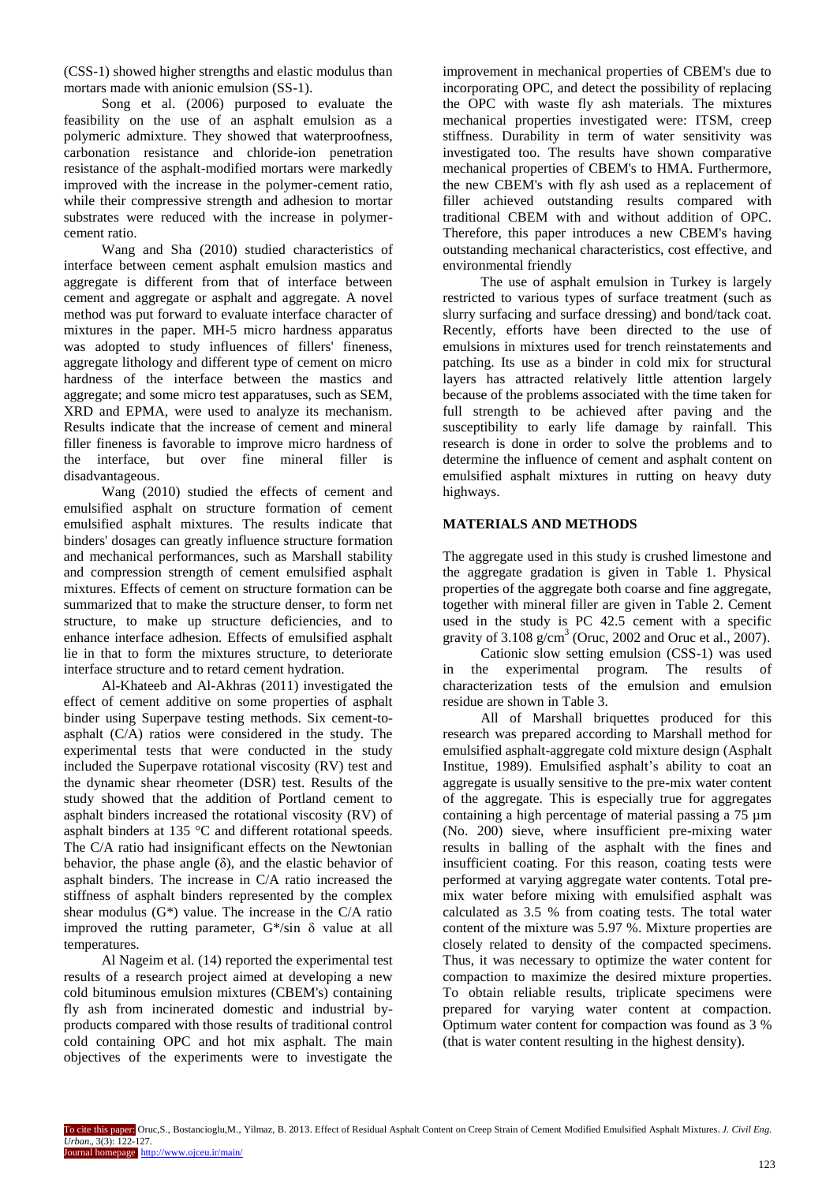(CSS-1) showed higher strengths and elastic modulus than mortars made with anionic emulsion (SS-1).

Song et al. (2006) purposed to evaluate the feasibility on the use of an asphalt emulsion as a polymeric admixture. They showed that waterproofness, carbonation resistance and chloride-ion penetration resistance of the asphalt-modified mortars were markedly improved with the increase in the polymer-cement ratio, while their compressive strength and adhesion to mortar substrates were reduced with the increase in polymer-cement ratio.

Wang and Sha (2010) studied characteristics of interface between cement asphalt emulsion mastics and aggregate is different from that of interface between cement and aggregate or asphalt and aggregate. A novel method was put forward to evaluate interface character of mixtures in the paper. MH-5 micro hardness apparatus was adopted to study influences of fillers' fineness, aggregate lithology and different type of cement on micro hardness of the interface between the mastics and aggregate; and some micro test apparatuses, such as SEM, XRD and EPMA, were used to analyze its mechanism. Results indicate that the increase of cement and mineral filler fineness is favorable to improve micro hardness of the interface, but over fine mineral filler is disadvantageous.

Wang (2010) studied the effects of cement and emulsified asphalt on structure formation of cement emulsified asphalt mixtures. The results indicate that binders' dosages can greatly influence structure formation and mechanical performances, such as Marshall stability and compression strength of cement emulsified asphalt mixtures. Effects of cement on structure formation can be summarized that to make the structure denser, to form net structure, to make up structure deficiencies, and to enhance interface adhesion. Effects of emulsified asphalt lie in that to form the mixtures structure, to deteriorate interface structure and to retard cement hydration.

Al-Khateeb and Al-Akhras (2011) investigated the effect of cement additive on some properties of asphalt binder using Superpave testing methods. Six cement-to-asphalt (C/A) ratios were considered in the study. The experimental tests that were conducted in the study included the Superpave rotational viscosity (RV) test and the dynamic shear rheometer (DSR) test. Results of the study showed that the addition of Portland cement to asphalt binders increased the rotational viscosity (RV) of asphalt binders at 135 °C and different rotational speeds. The C/A ratio had insignificant effects on the Newtonian behavior, the phase angle ($\delta$), and the elastic behavior of asphalt binders. The increase in C/A ratio increased the stiffness of asphalt binders represented by the complex shear modulus ($G^*$) value. The increase in the C/A ratio improved the rutting parameter, $G^*/\sin\delta$ value at all temperatures.

Al Nageim et al. (14) reported the experimental test results of a research project aimed at developing a new cold bituminous emulsion mixtures (CBEM's) containing fly ash from incinerated domestic and industrial by-products compared with those results of traditional control cold containing OPC and hot mix asphalt. The main objectives of the experiments were to investigate the improvement in mechanical properties of CBEM's due to incorporating OPC, and detect the possibility of replacing the OPC with waste fly ash materials. The mixtures mechanical properties investigated were: ITSM, creep stiffness. Durability in term of water sensitivity was investigated too. The results have shown comparative mechanical properties of CBEM's to HMA. Furthermore, the new CBEM's with fly ash used as a replacement of filler achieved outstanding results compared with traditional CBEM with and without addition of OPC. Therefore, this paper introduces a new CBEM's having outstanding mechanical characteristics, cost effective, and environmental friendly

The use of asphalt emulsion in Turkey is largely restricted to various types of surface treatment (such as slurry surfacing and surface dressing) and bond/tack coat. Recently, efforts have been directed to the use of emulsions in mixtures used for trench reinstatements and patching. Its use as a binder in cold mix for structural layers has attracted relatively little attention largely because of the problems associated with the time taken for full strength to be achieved after paving and the susceptibility to early life damage by rainfall. This research is done in order to solve the problems and to determine the influence of cement and asphalt content on emulsified asphalt mixtures in rutting on heavy duty highways.

## MATERIALS AND METHODS

The aggregate used in this study is crushed limestone and the aggregate gradation is given in Table 1. Physical properties of the aggregate both coarse and fine aggregate, together with mineral filler are given in Table 2. Cement used in the study is PC 42.5 cement with a specific gravity of 3.108 g/cm$^3$ (Oruc, 2002 and Oruc et al., 2007).

Cationic slow setting emulsion (CSS-1) was used in the experimental program. The results of characterization tests of the emulsion and emulsion residue are shown in Table 3.

All of Marshall briquettes produced for this research was prepared according to Marshall method for emulsified asphalt-aggregate cold mixture design (Asphalt Institue, 1989). Emulsified asphalt's ability to coat an aggregate is usually sensitive to the pre-mix water content of the aggregate. This is especially true for aggregates containing a high percentage of material passing a 75 µm (No. 200) sieve, where insufficient pre-mixing water results in balling of the asphalt with the fines and insufficient coating. For this reason, coating tests were performed at varying aggregate water contents. Total pre-mix water before mixing with emulsified asphalt was calculated as 3.5 % from coating tests. The total water content of the mixture was 5.97 %. Mixture properties are closely related to density of the compacted specimens. Thus, it was necessary to optimize the water content for compaction to maximize the desired mixture properties. To obtain reliable results, triplicate specimens were prepared for varying water content at compaction. Optimum water content for compaction was found as 3 % (that is water content resulting in the highest density).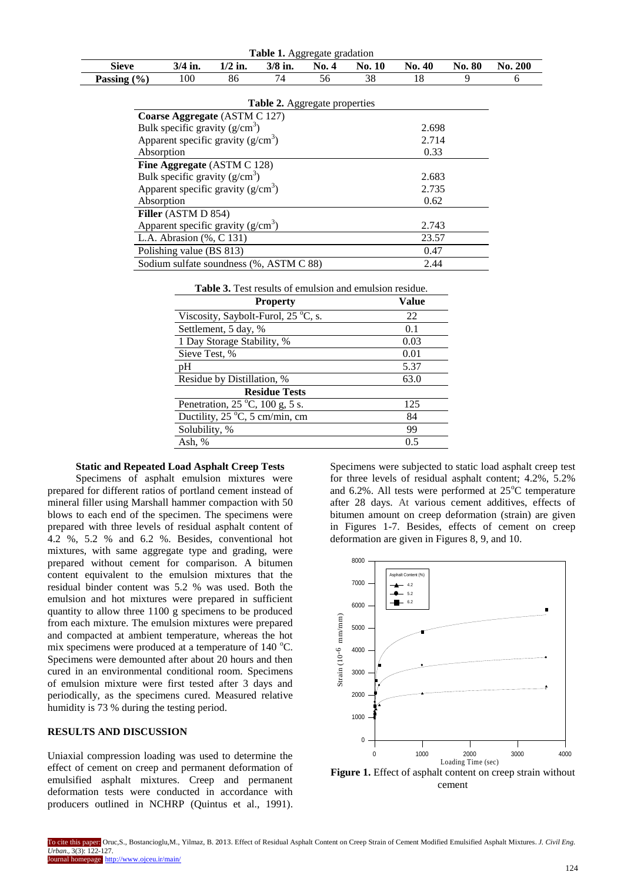**Table 1.** Aggregate gradation

| Sieve | 3/4 in. | 1/2 in. | 3/8 in. | No. 4 | No. 10 | No. 40 | No. 80 | No. 200 |
|---|---|---|---|---|---|---|---|---|
| Passing (%) | 100 | 86 | 74 | 56 | 38 | 18 | 9 | 6 |

**Table 2.** Aggregate properties

| | |
|---|---|
| **Coarse Aggregate** (ASTM C 127) | |
| Bulk specific gravity (g/cm$^3$) | 2.698 |
| Apparent specific gravity (g/cm$^3$) | 2.714 |
| Absorption | 0.33 |
| **Fine Aggregate** (ASTM C 128) | |
| Bulk specific gravity (g/cm$^3$) | 2.683 |
| Apparent specific gravity (g/cm$^3$) | 2.735 |
| Absorption | 0.62 |
| **Filler** (ASTM D 854) | |
| Apparent specific gravity (g/cm$^3$) | 2.743 |
| L.A. Abrasion (%, C 131) | 23.57 |
| Polishing value (BS 813) | 0.47 |
| Sodium sulfate soundness (%, ASTM C 88) | 2.44 |

**Table 3.** Test results of emulsion and emulsion residue.

| Property | Value |
|---|---|
| Viscosity, Saybolt-Furol, 25 °C, s. | 22 |
| Settlement, 5 day, % | 0.1 |
| 1 Day Storage Stability, % | 0.03 |
| Sieve Test, % | 0.01 |
| pH | 5.37 |
| Residue by Distillation, % | 63.0 |
| **Residue Tests** | |
| Penetration, 25 °C, 100 g, 5 s. | 125 |
| Ductility, 25 °C, 5 cm/min, cm | 84 |
| Solubility, % | 99 |
| Ash, % | 0.5 |

**Static and Repeated Load Asphalt Creep Tests**

Specimens of asphalt emulsion mixtures were prepared for different ratios of portland cement instead of mineral filler using Marshall hammer compaction with 50 blows to each end of the specimen. The specimens were prepared with three levels of residual asphalt content of 4.2 %, 5.2 % and 6.2 %. Besides, conventional hot mixtures, with same aggregate type and grading, were prepared without cement for comparison. A bitumen content equivalent to the emulsion mixtures that the residual binder content was 5.2 % was used. Both the emulsion and hot mixtures were prepared in sufficient quantity to allow three 1100 g specimens to be produced from each mixture. The emulsion mixtures were prepared and compacted at ambient temperature, whereas the hot mix specimens were produced at a temperature of 140 °C. Specimens were demounted after about 20 hours and then cured in an environmental conditional room. Specimens of emulsion mixture were first tested after 3 days and periodically, as the specimens cured. Measured relative humidity is 73 % during the testing period.

## RESULTS AND DISCUSSION

Uniaxial compression loading was used to determine the effect of cement on creep and permanent deformation of emulsified asphalt mixtures. Creep and permanent deformation tests were conducted in accordance with producers outlined in NCHRP (Quintus et al., 1991). Specimens were subjected to static load asphalt creep test for three levels of residual asphalt content; 4.2%, 5.2% and 6.2%. All tests were performed at 25°C temperature after 28 days. At various cement additives, effects of bitumen amount on creep deformation (strain) are given in Figures 1-7. Besides, effects of cement on creep deformation are given in Figures 8, 9, and 10.

**Figure 1.** Effect of asphalt content on creep strain without cement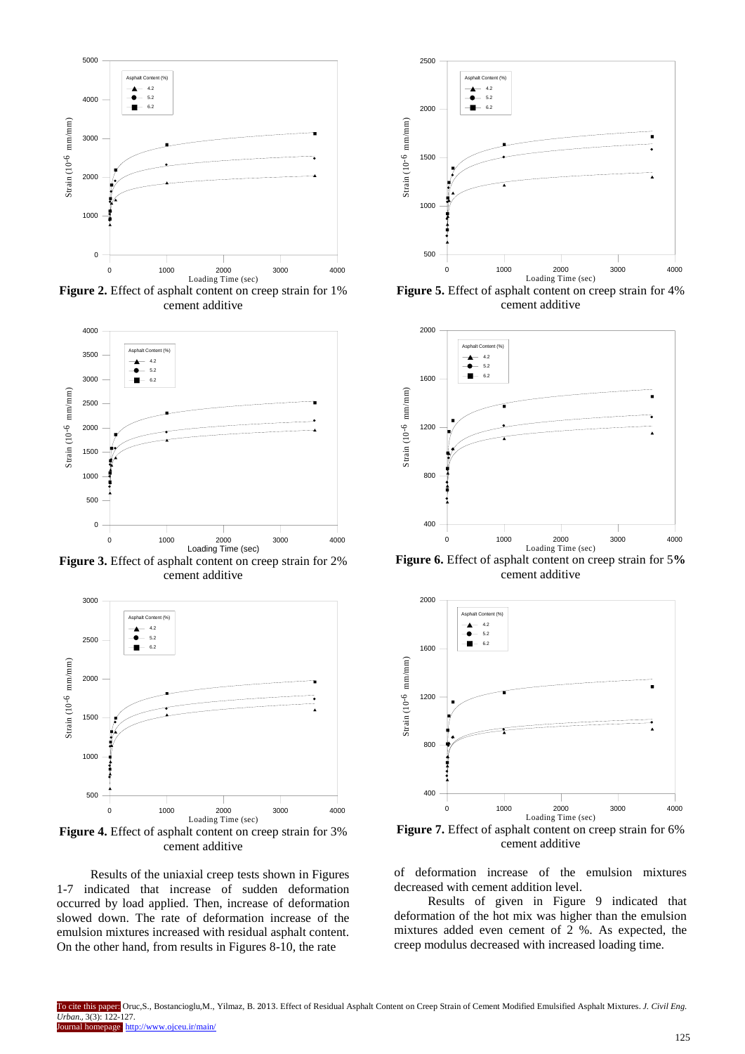**Figure 2.** Effect of asphalt content on creep strain for 1% cement additive

**Figure 3.** Effect of asphalt content on creep strain for 2% cement additive

**Figure 4.** Effect of asphalt content on creep strain for 3% cement additive

**Figure 5.** Effect of asphalt content on creep strain for 4% cement additive

**Figure 6.** Effect of asphalt content on creep strain for 5**%** cement additive

**Figure 7.** Effect of asphalt content on creep strain for 6% cement additive

Results of the uniaxial creep tests shown in Figures 1-7 indicated that increase of sudden deformation occurred by load applied. Then, increase of deformation slowed down. The rate of deformation increase of the emulsion mixtures increased with residual asphalt content. On the other hand, from results in Figures 8-10, the rate of deformation increase of the emulsion mixtures decreased with cement addition level.

Results of given in Figure 9 indicated that deformation of the hot mix was higher than the emulsion mixtures added even cement of 2 %. As expected, the creep modulus decreased with increased loading time.

To cite this paper: Oruc,S., Bostancioglu,M., Yilmaz, B. 2013. Effect of Residual Asphalt Content on Creep Strain of Cement Modified Emulsified Asphalt Mixtures. *J. Civil Eng. Urban.*, 3(3): 122-127.
Journal homepage: http://www.ojceu.ir/main/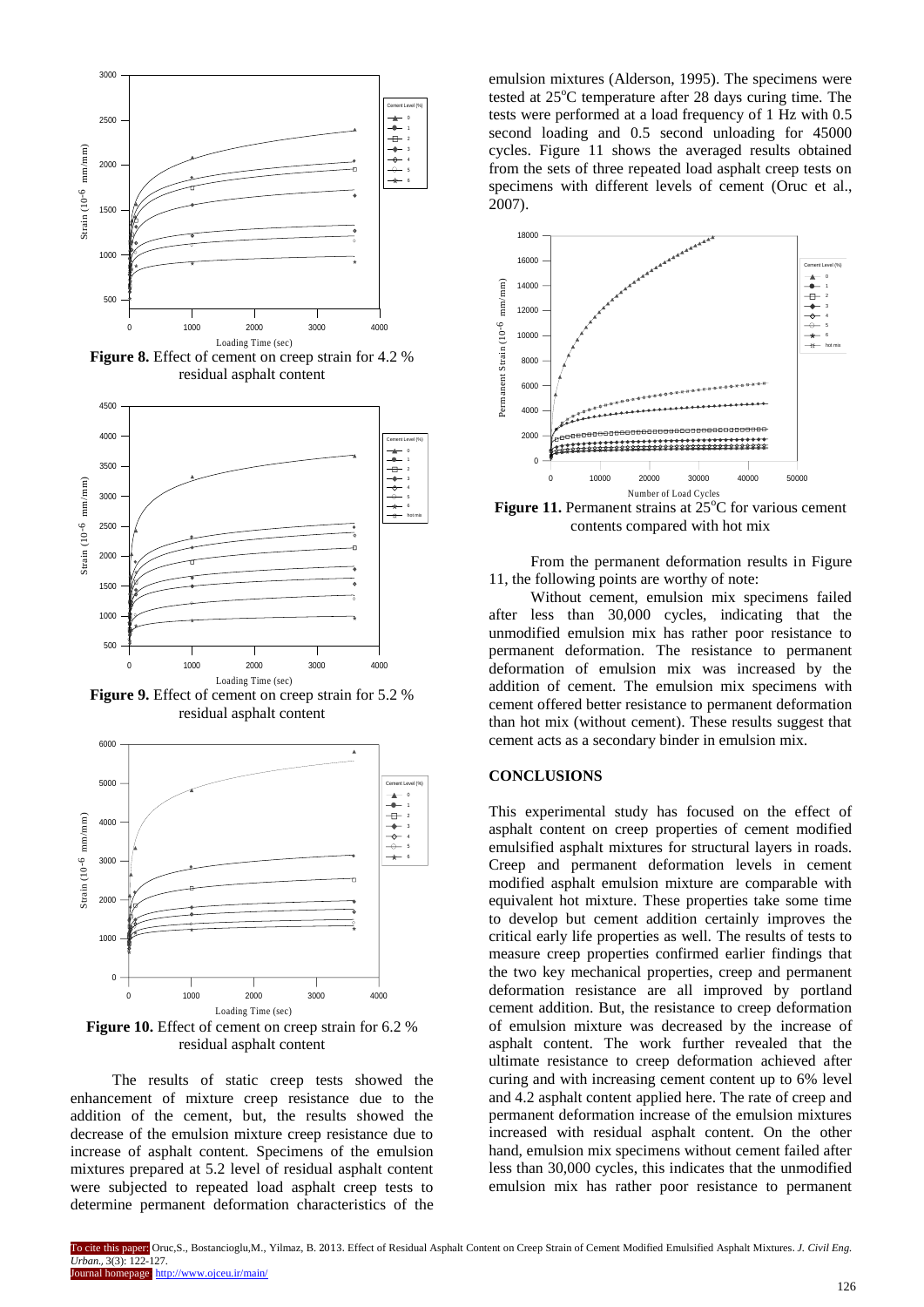**Figure 8.** Effect of cement on creep strain for 4.2 % residual asphalt content

**Figure 9.** Effect of cement on creep strain for 5.2 % residual asphalt content

**Figure 10.** Effect of cement on creep strain for 6.2 % residual asphalt content

The results of static creep tests showed the enhancement of mixture creep resistance due to the addition of the cement, but, the results showed the decrease of the emulsion mixture creep resistance due to increase of asphalt content. Specimens of the emulsion mixtures prepared at 5.2 level of residual asphalt content were subjected to repeated load asphalt creep tests to determine permanent deformation characteristics of the emulsion mixtures (Alderson, 1995). The specimens were tested at 25°C temperature after 28 days curing time. The tests were performed at a load frequency of 1 Hz with 0.5 second loading and 0.5 second unloading for 45000 cycles. Figure 11 shows the averaged results obtained from the sets of three repeated load asphalt creep tests on specimens with different levels of cement (Oruc et al., 2007).

**Figure 11.** Permanent strains at 25°C for various cement contents compared with hot mix

From the permanent deformation results in Figure 11, the following points are worthy of note:

Without cement, emulsion mix specimens failed after less than 30,000 cycles, indicating that the unmodified emulsion mix has rather poor resistance to permanent deformation. The resistance to permanent deformation of emulsion mix was increased by the addition of cement. The emulsion mix specimens with cement offered better resistance to permanent deformation than hot mix (without cement). These results suggest that cement acts as a secondary binder in emulsion mix.

## CONCLUSIONS

This experimental study has focused on the effect of asphalt content on creep properties of cement modified emulsified asphalt mixtures for structural layers in roads. Creep and permanent deformation levels in cement modified asphalt emulsion mixture are comparable with equivalent hot mixture. These properties take some time to develop but cement addition certainly improves the critical early life properties as well. The results of tests to measure creep properties confirmed earlier findings that the two key mechanical properties, creep and permanent deformation resistance are all improved by portland cement addition. But, the resistance to creep deformation of emulsion mixture was decreased by the increase of asphalt content. The work further revealed that the ultimate resistance to creep deformation achieved after curing and with increasing cement content up to 6% level and 4.2 asphalt content applied here. The rate of creep and permanent deformation increase of the emulsion mixtures increased with residual asphalt content. On the other hand, emulsion mix specimens without cement failed after less than 30,000 cycles, this indicates that the unmodified emulsion mix has rather poor resistance to permanent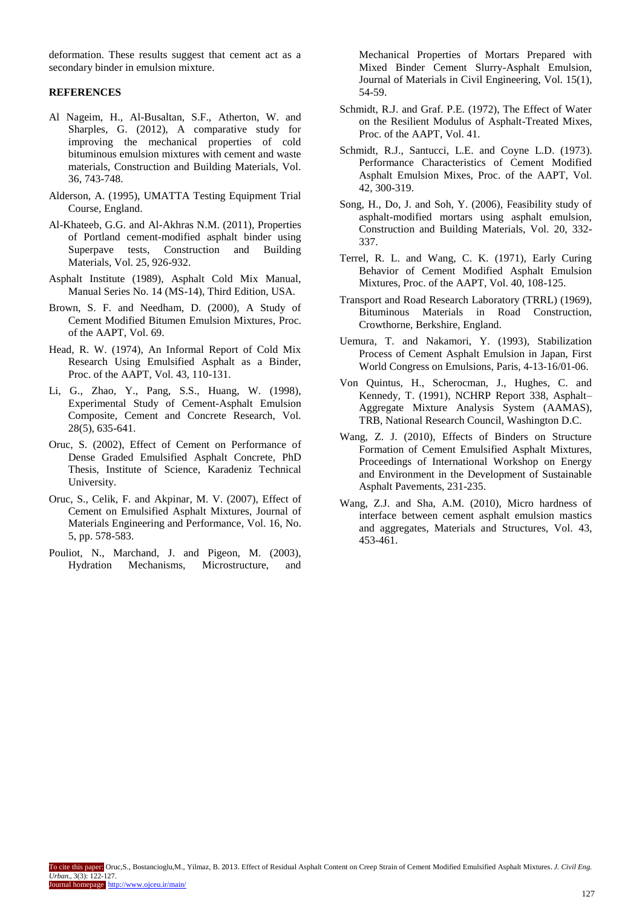deformation. These results suggest that cement act as a secondary binder in emulsion mixture.

**REFERENCES**

Al Nageim, H., Al-Busaltan, S.F., Atherton, W. and Sharples, G. (2012), A comparative study for improving the mechanical properties of cold bituminous emulsion mixtures with cement and waste materials, Construction and Building Materials, Vol. 36, 743-748.

Alderson, A. (1995), UMATTA Testing Equipment Trial Course, England.

Al-Khateeb, G.G. and Al-Akhras N.M. (2011), Properties of Portland cement-modified asphalt binder using Superpave tests, Construction and Building Materials, Vol. 25, 926-932.

Asphalt Institute (1989), Asphalt Cold Mix Manual, Manual Series No. 14 (MS-14), Third Edition, USA.

Brown, S. F. and Needham, D. (2000), A Study of Cement Modified Bitumen Emulsion Mixtures, Proc. of the AAPT, Vol. 69.

Head, R. W. (1974), An Informal Report of Cold Mix Research Using Emulsified Asphalt as a Binder, Proc. of the AAPT, Vol. 43, 110-131.

Li, G., Zhao, Y., Pang, S.S., Huang, W. (1998), Experimental Study of Cement-Asphalt Emulsion Composite, Cement and Concrete Research, Vol. 28(5), 635-641.

Oruc, S. (2002), Effect of Cement on Performance of Dense Graded Emulsified Asphalt Concrete, PhD Thesis, Institute of Science, Karadeniz Technical University.

Oruc, S., Celik, F. and Akpinar, M. V. (2007), Effect of Cement on Emulsified Asphalt Mixtures, Journal of Materials Engineering and Performance, Vol. 16, No. 5, pp. 578-583.

Pouliot, N., Marchand, J. and Pigeon, M. (2003), Hydration Mechanisms, Microstructure, and Mechanical Properties of Mortars Prepared with Mixed Binder Cement Slurry-Asphalt Emulsion, Journal of Materials in Civil Engineering, Vol. 15(1), 54-59.

Schmidt, R.J. and Graf. P.E. (1972), The Effect of Water on the Resilient Modulus of Asphalt-Treated Mixes, Proc. of the AAPT, Vol. 41.

Schmidt, R.J., Santucci, L.E. and Coyne L.D. (1973). Performance Characteristics of Cement Modified Asphalt Emulsion Mixes, Proc. of the AAPT, Vol. 42, 300-319.

Song, H., Do, J. and Soh, Y. (2006), Feasibility study of asphalt-modified mortars using asphalt emulsion, Construction and Building Materials, Vol. 20, 332-337.

Terrel, R. L. and Wang, C. K. (1971), Early Curing Behavior of Cement Modified Asphalt Emulsion Mixtures, Proc. of the AAPT, Vol. 40, 108-125.

Transport and Road Research Laboratory (TRRL) (1969), Bituminous Materials in Road Construction, Crowthorne, Berkshire, England.

Uemura, T. and Nakamori, Y. (1993), Stabilization Process of Cement Asphalt Emulsion in Japan, First World Congress on Emulsions, Paris, 4-13-16/01-06.

Von Quintus, H., Scherocman, J., Hughes, C. and Kennedy, T. (1991), NCHRP Report 338, Asphalt–Aggregate Mixture Analysis System (AAMAS), TRB, National Research Council, Washington D.C.

Wang, Z. J. (2010), Effects of Binders on Structure Formation of Cement Emulsified Asphalt Mixtures, Proceedings of International Workshop on Energy and Environment in the Development of Sustainable Asphalt Pavements, 231-235.

Wang, Z.J. and Sha, A.M. (2010), Micro hardness of interface between cement asphalt emulsion mastics and aggregates, Materials and Structures, Vol. 43, 453-461.